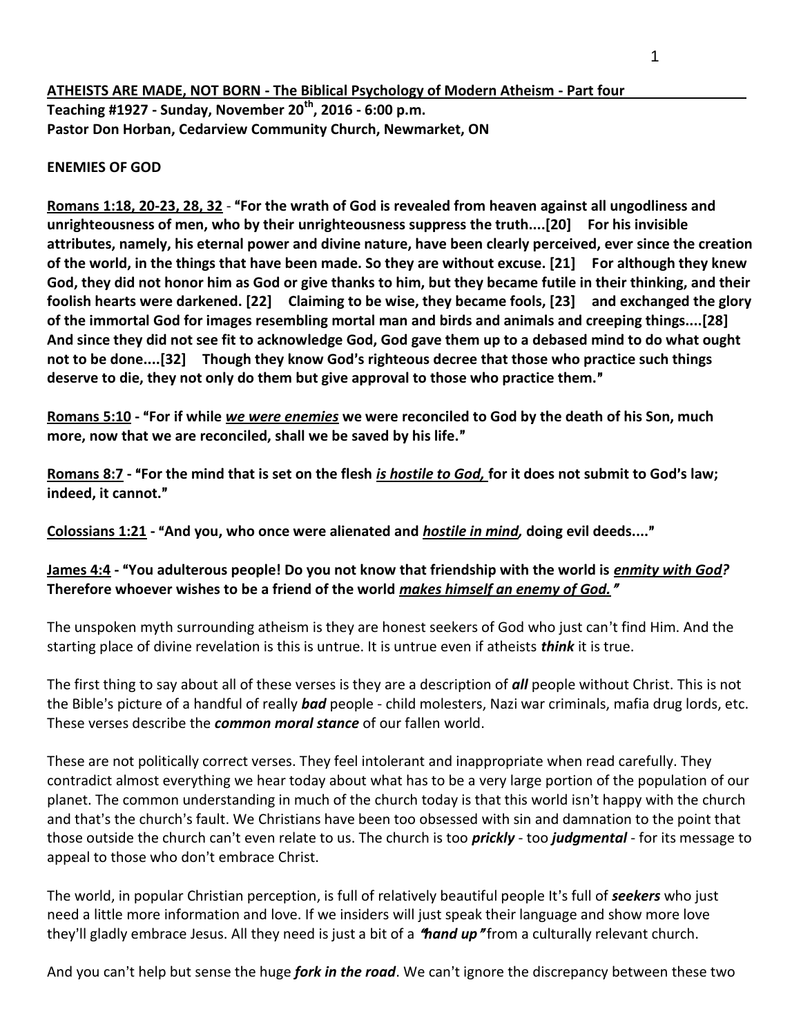**ATHEISTS ARE MADE, NOT BORN - The Biblical Psychology of Modern Atheism - Part four**

**Teaching #1927 - Sunday, November 20th, 2016 - 6:00 p.m.**
**Pastor Don Horban, Cedarview Community Church, Newmarket, ON**

**ENEMIES OF GOD**

**Romans 1:18, 20-23, 28, 32 - "For the wrath of God is revealed from heaven against all ungodliness and unrighteousness of men, who by their unrighteousness suppress the truth....[20] For his invisible attributes, namely, his eternal power and divine nature, have been clearly perceived, ever since the creation of the world, in the things that have been made. So they are without excuse. [21] For although they knew God, they did not honor him as God or give thanks to him, but they became futile in their thinking, and their foolish hearts were darkened. [22] Claiming to be wise, they became fools, [23] and exchanged the glory of the immortal God for images resembling mortal man and birds and animals and creeping things....[28] And since they did not see fit to acknowledge God, God gave them up to a debased mind to do what ought not to be done....[32] Though they know God's righteous decree that those who practice such things deserve to die, they not only do them but give approval to those who practice them."**

**Romans 5:10 - "For if while *we were enemies* we were reconciled to God by the death of his Son, much more, now that we are reconciled, shall we be saved by his life."**

**Romans 8:7 - "For the mind that is set on the flesh *is hostile to God,* for it does not submit to God's law; indeed, it cannot."**

**Colossians 1:21 - "And you, who once were alienated and *hostile in mind,* doing evil deeds...."**

**James 4:4 - "You adulterous people! Do you not know that friendship with the world is *enmity with God?* Therefore whoever wishes to be a friend of the world *makes himself an enemy of God.*"**

The unspoken myth surrounding atheism is they are honest seekers of God who just can't find Him. And the starting place of divine revelation is this is untrue. It is untrue even if atheists ***think*** it is true.

The first thing to say about all of these verses is they are a description of ***all*** people without Christ. This is not the Bible's picture of a handful of really ***bad*** people - child molesters, Nazi war criminals, mafia drug lords, etc. These verses describe the ***common moral stance*** of our fallen world.

These are not politically correct verses. They feel intolerant and inappropriate when read carefully. They contradict almost everything we hear today about what has to be a very large portion of the population of our planet. The common understanding in much of the church today is that this world isn't happy with the church and that's the church's fault. We Christians have been too obsessed with sin and damnation to the point that those outside the church can't even relate to us. The church is too ***prickly*** - too ***judgmental*** - for its message to appeal to those who don't embrace Christ.

The world, in popular Christian perception, is full of relatively beautiful people It's full of ***seekers*** who just need a little more information and love. If we insiders will just speak their language and show more love they'll gladly embrace Jesus. All they need is just a bit of a ***"hand up"*** from a culturally relevant church.

And you can't help but sense the huge ***fork in the road***. We can't ignore the discrepancy between these two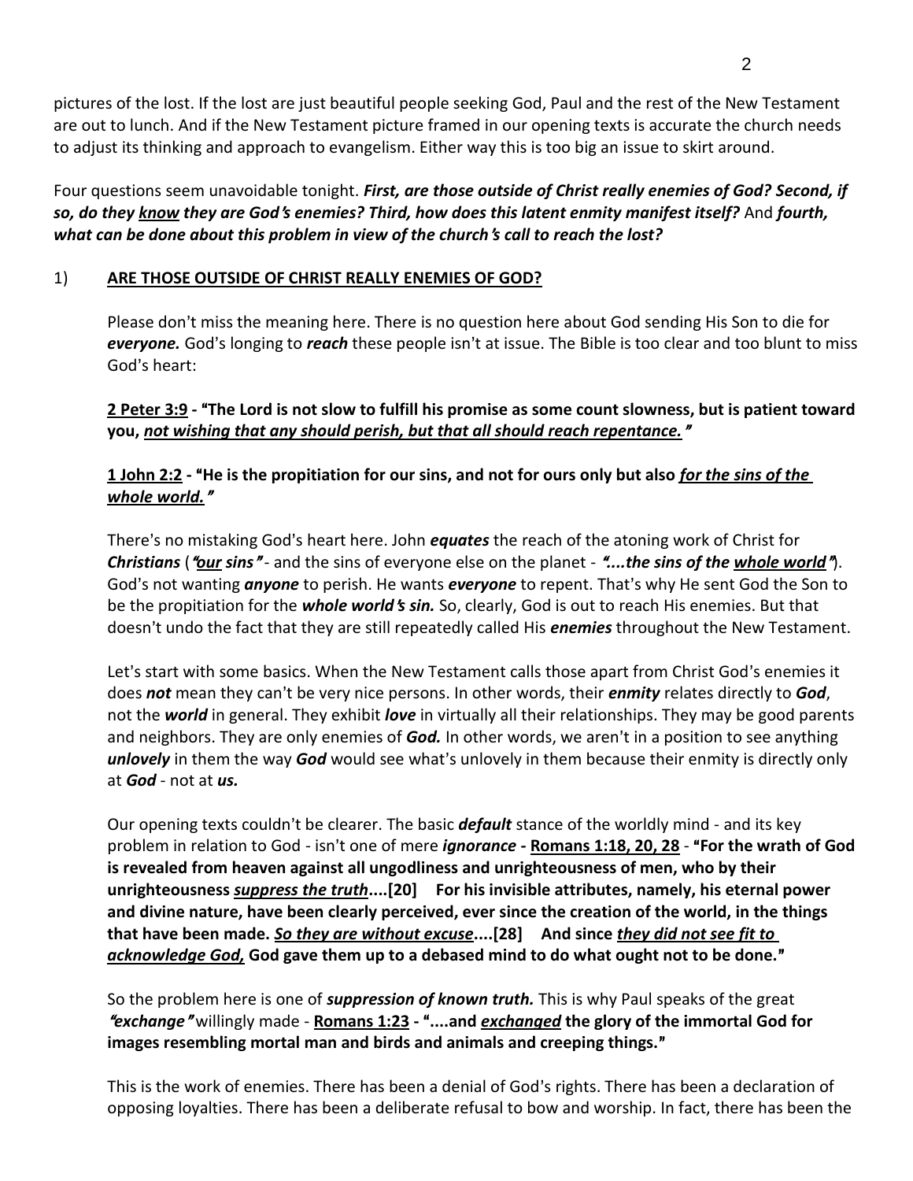pictures of the lost. If the lost are just beautiful people seeking God, Paul and the rest of the New Testament are out to lunch. And if the New Testament picture framed in our opening texts is accurate the church needs to adjust its thinking and approach to evangelism. Either way this is too big an issue to skirt around.

Four questions seem unavoidable tonight. ***First, are those outside of Christ really enemies of God? Second, if so, do they <u>know</u> they are God's enemies? Third, how does this latent enmity manifest itself?*** And ***fourth, what can be done about this problem in view of the church's call to reach the lost?***

1) **<u>ARE THOSE OUTSIDE OF CHRIST REALLY ENEMIES OF GOD?</u>**

Please don't miss the meaning here. There is no question here about God sending His Son to die for ***everyone.*** God's longing to ***reach*** these people isn't at issue. The Bible is too clear and too blunt to miss God's heart:

**<u>2 Peter 3:9</u> - "The Lord is not slow to fulfill his promise as some count slowness, but is patient toward you, *<u>not wishing that any should perish, but that all should reach repentance.</u>*"**

**<u>1 John 2:2</u> - "He is the propitiation for our sins, and not for ours only but also *<u>for the sins of the whole world.</u>*"**

There's no mistaking God's heart here. John ***equates*** the reach of the atoning work of Christ for ***Christians*** (***"<u>our</u> sins"*** - and the sins of everyone else on the planet - ***"....the sins of the <u>whole world</u>"***). God's not wanting ***anyone*** to perish. He wants ***everyone*** to repent. That's why He sent God the Son to be the propitiation for the ***whole world's sin.*** So, clearly, God is out to reach His enemies. But that doesn't undo the fact that they are still repeatedly called His ***enemies*** throughout the New Testament.

Let's start with some basics. When the New Testament calls those apart from Christ God's enemies it does ***not*** mean they can't be very nice persons. In other words, their ***enmity*** relates directly to ***God***, not the ***world*** in general. They exhibit ***love*** in virtually all their relationships. They may be good parents and neighbors. They are only enemies of ***God.*** In other words, we aren't in a position to see anything ***unlovely*** in them the way ***God*** would see what's unlovely in them because their enmity is directly only at ***God*** - not at ***us.***

Our opening texts couldn't be clearer. The basic ***default*** stance of the worldly mind - and its key problem in relation to God - isn't one of mere ***ignorance*** **- <u>Romans 1:18, 20, 28</u>** - **"For the wrath of God is revealed from heaven against all ungodliness and unrighteousness of men, who by their unrighteousness *<u>suppress the truth</u>*....[20] For his invisible attributes, namely, his eternal power and divine nature, have been clearly perceived, ever since the creation of the world, in the things that have been made. *<u>So they are without excuse</u>*....[28] And since *<u>they did not see fit to acknowledge God,</u>* God gave them up to a debased mind to do what ought not to be done."**

So the problem here is one of ***suppression of known truth.*** This is why Paul speaks of the great ***"exchange"*** willingly made - **<u>Romans 1:23</u> - "....and *<u>exchanged</u>* the glory of the immortal God for images resembling mortal man and birds and animals and creeping things."**

This is the work of enemies. There has been a denial of God's rights. There has been a declaration of opposing loyalties. There has been a deliberate refusal to bow and worship. In fact, there has been the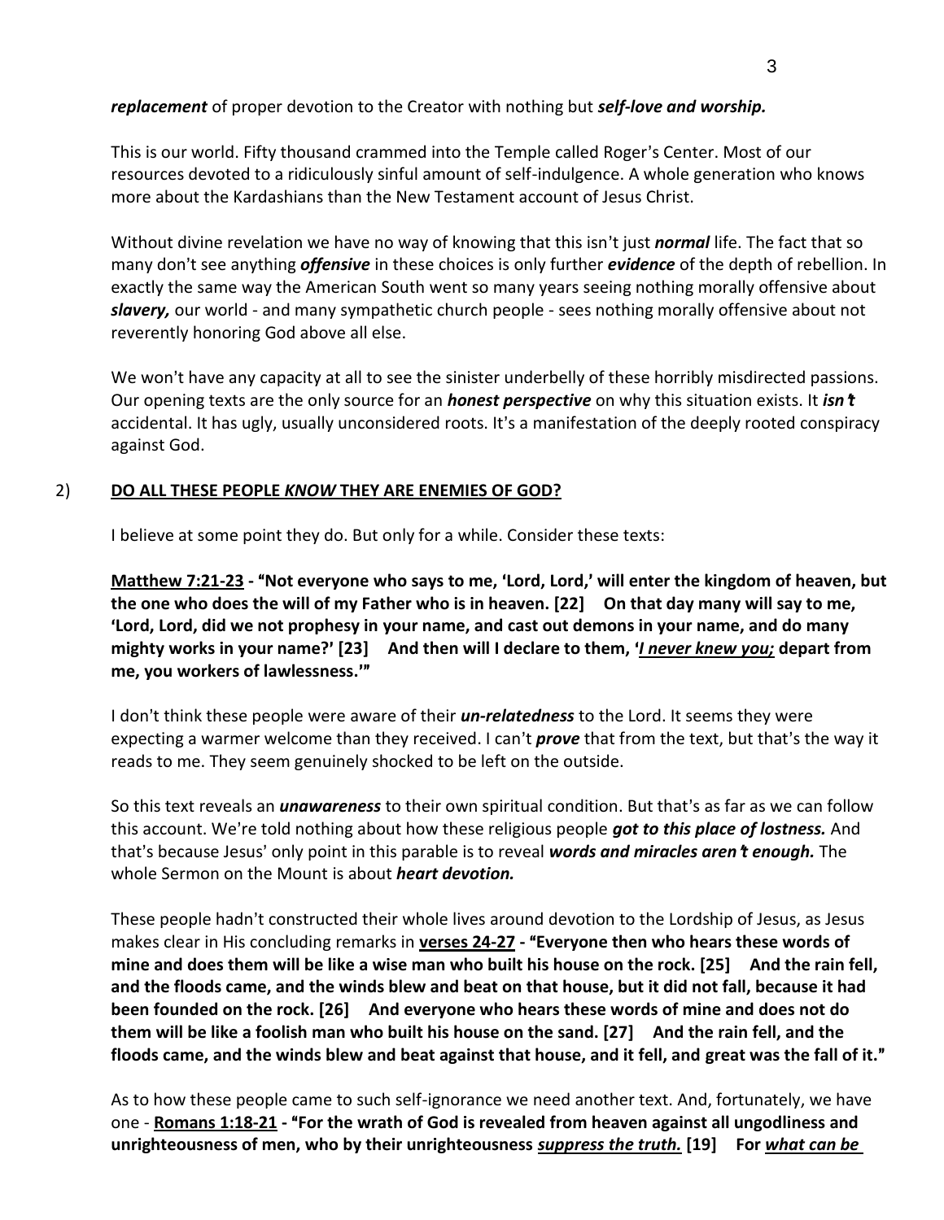***replacement*** of proper devotion to the Creator with nothing but ***self-love and worship.***

This is our world. Fifty thousand crammed into the Temple called Roger's Center. Most of our resources devoted to a ridiculously sinful amount of self-indulgence. A whole generation who knows more about the Kardashians than the New Testament account of Jesus Christ.

Without divine revelation we have no way of knowing that this isn't just ***normal*** life. The fact that so many don't see anything ***offensive*** in these choices is only further ***evidence*** of the depth of rebellion. In exactly the same way the American South went so many years seeing nothing morally offensive about ***slavery,*** our world - and many sympathetic church people - sees nothing morally offensive about not reverently honoring God above all else.

We won't have any capacity at all to see the sinister underbelly of these horribly misdirected passions. Our opening texts are the only source for an ***honest perspective*** on why this situation exists. It ***isn't*** accidental. It has ugly, usually unconsidered roots. It's a manifestation of the deeply rooted conspiracy against God.

2) **<u>DO ALL THESE PEOPLE *KNOW* THEY ARE ENEMIES OF GOD?</u>**

I believe at some point they do. But only for a while. Consider these texts:

**<u>Matthew 7:21-23</u> - "Not everyone who says to me, 'Lord, Lord,' will enter the kingdom of heaven, but the one who does the will of my Father who is in heaven. [22] On that day many will say to me, 'Lord, Lord, did we not prophesy in your name, and cast out demons in your name, and do many mighty works in your name?' [23] And then will I declare to them, '*<u>I never knew you;</u>* depart from me, you workers of lawlessness.'"**

I don't think these people were aware of their ***un-relatedness*** to the Lord. It seems they were expecting a warmer welcome than they received. I can't ***prove*** that from the text, but that's the way it reads to me. They seem genuinely shocked to be left on the outside.

So this text reveals an ***unawareness*** to their own spiritual condition. But that's as far as we can follow this account. We're told nothing about how these religious people ***got to this place of lostness.*** And that's because Jesus' only point in this parable is to reveal ***words and miracles aren't enough.*** The whole Sermon on the Mount is about ***heart devotion.***

These people hadn't constructed their whole lives around devotion to the Lordship of Jesus, as Jesus makes clear in His concluding remarks in **<u>verses 24-27</u> - "Everyone then who hears these words of mine and does them will be like a wise man who built his house on the rock. [25] And the rain fell, and the floods came, and the winds blew and beat on that house, but it did not fall, because it had been founded on the rock. [26] And everyone who hears these words of mine and does not do them will be like a foolish man who built his house on the sand. [27] And the rain fell, and the floods came, and the winds blew and beat against that house, and it fell, and great was the fall of it."**

As to how these people came to such self-ignorance we need another text. And, fortunately, we have one - **<u>Romans 1:18-21</u> - "For the wrath of God is revealed from heaven against all ungodliness and unrighteousness of men, who by their unrighteousness *<u>suppress the truth.</u>* [19] For *<u>what can be</u>***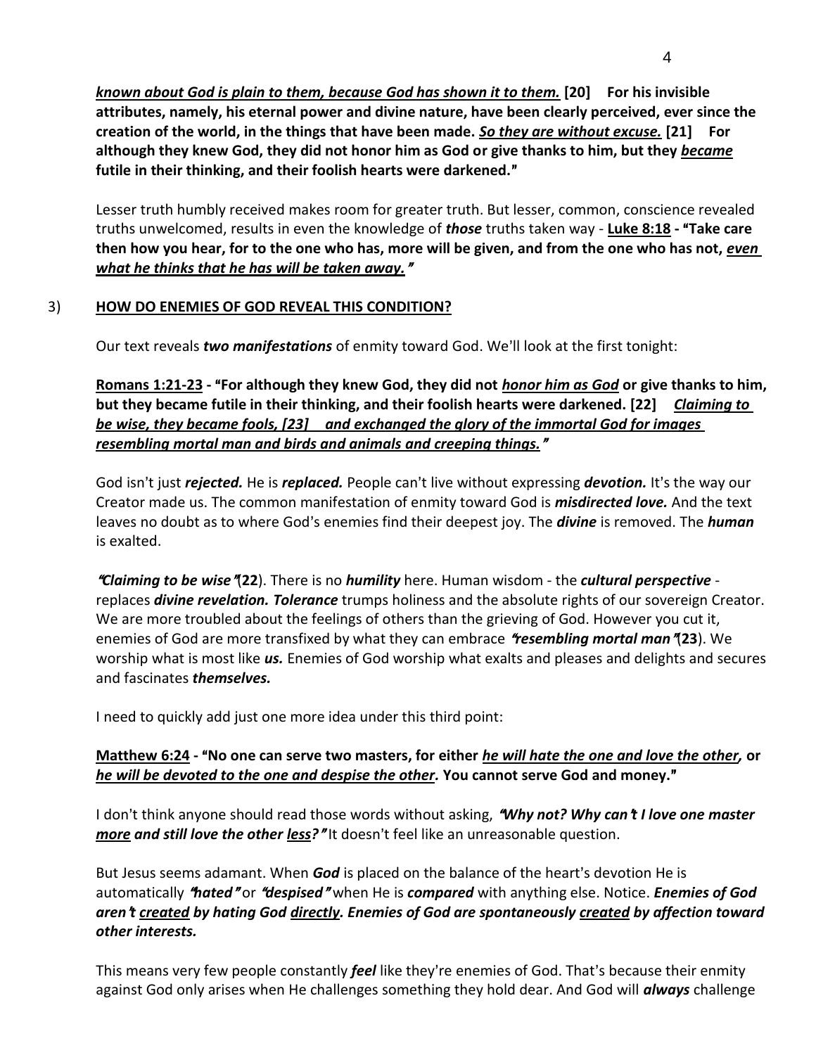***<u>known about God is plain to them, because God has shown it to them.</u>*** **[20] For his invisible attributes, namely, his eternal power and divine nature, have been clearly perceived, ever since the creation of the world, in the things that have been made. *<u>So they are without excuse.</u>* [21] For although they knew God, they did not honor him as God or give thanks to him, but they *<u>became</u>* futile in their thinking, and their foolish hearts were darkened."**

Lesser truth humbly received makes room for greater truth. But lesser, common, conscience revealed truths unwelcomed, results in even the knowledge of ***those*** truths taken way - **<u>Luke 8:18</u> - "Take care then how you hear, for to the one who has, more will be given, and from the one who has not, *<u>even what he thinks that he has will be taken away.</u>"***

3) **<u>HOW DO ENEMIES OF GOD REVEAL THIS CONDITION?</u>**

Our text reveals ***two manifestations*** of enmity toward God. We'll look at the first tonight:

**<u>Romans 1:21-23</u> - "For although they knew God, they did not *<u>honor him as God</u>* or give thanks to him, but they became futile in their thinking, and their foolish hearts were darkened. [22] *<u>Claiming to be wise, they became fools, [23] and exchanged the glory of the immortal God for images resembling mortal man and birds and animals and creeping things."</u>***

God isn't just ***rejected.*** He is ***replaced.*** People can't live without expressing ***devotion.*** It's the way our Creator made us. The common manifestation of enmity toward God is ***misdirected love.*** And the text leaves no doubt as to where God's enemies find their deepest joy. The ***divine*** is removed. The ***human*** is exalted.

***"Claiming to be wise"*(22**). There is no ***humility*** here. Human wisdom - the ***cultural perspective*** - replaces ***divine revelation. Tolerance*** trumps holiness and the absolute rights of our sovereign Creator. We are more troubled about the feelings of others than the grieving of God. However you cut it, enemies of God are more transfixed by what they can embrace ***"resembling mortal man"*(23**). We worship what is most like ***us.*** Enemies of God worship what exalts and pleases and delights and secures and fascinates ***themselves.***

I need to quickly add just one more idea under this third point:

**<u>Matthew 6:24</u> - "No one can serve two masters, for either *<u>he will hate the one and love the other,</u>* or *<u>he will be devoted to the one and despise the other</u>*. You cannot serve God and money."**

I don't think anyone should read those words without asking, ***"Why not? Why can't I love one master <u>more</u> and still love the other <u>less</u>?"*** It doesn't feel like an unreasonable question.

But Jesus seems adamant. When ***God*** is placed on the balance of the heart's devotion He is automatically ***"hated"*** or ***"despised"*** when He is ***compared*** with anything else. Notice. ***Enemies of God aren't <u>created</u> by hating God <u>directly</u>. Enemies of God are spontaneously <u>created</u> by affection toward other interests.***

This means very few people constantly ***feel*** like they're enemies of God. That's because their enmity against God only arises when He challenges something they hold dear. And God will ***always*** challenge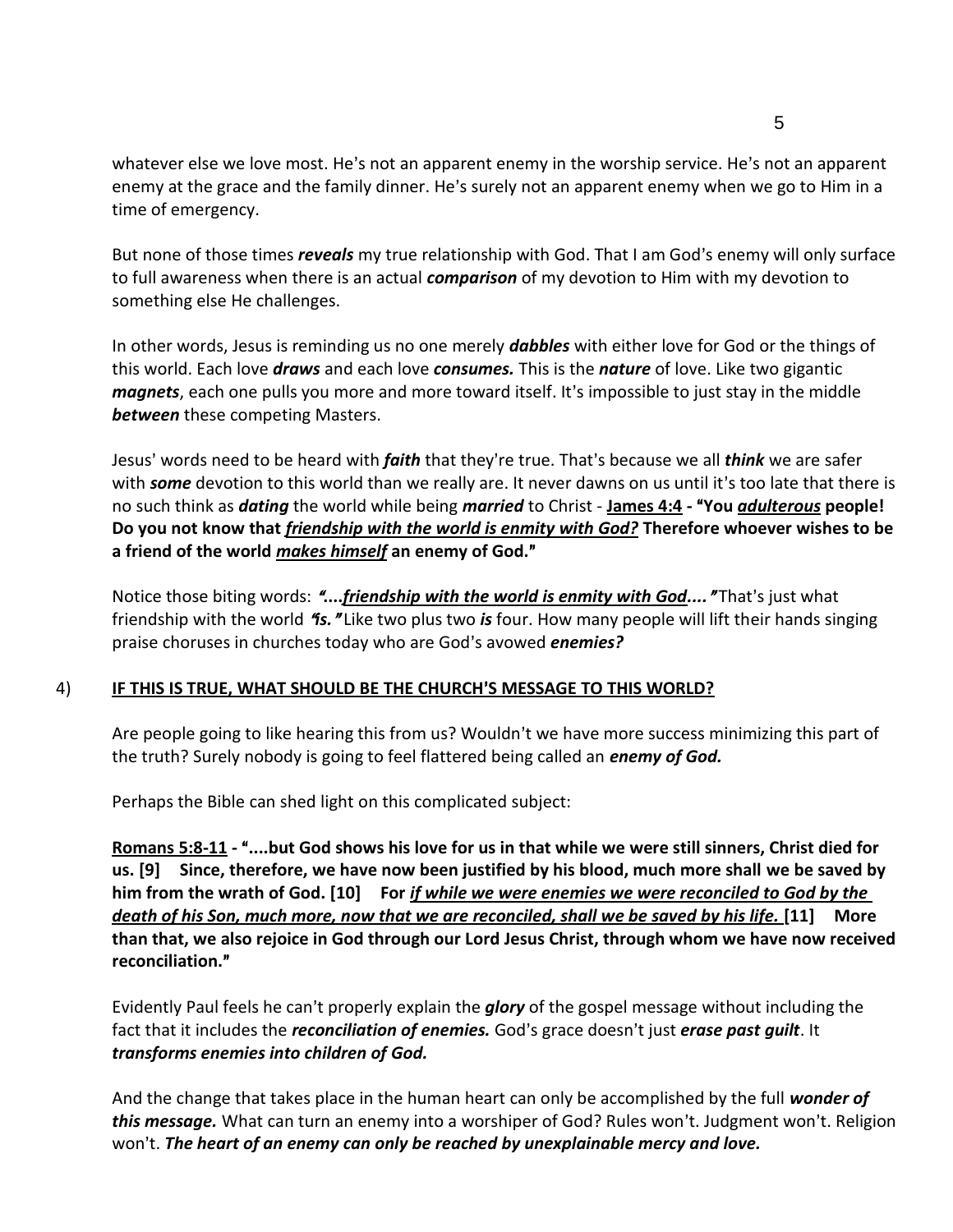whatever else we love most. He's not an apparent enemy in the worship service. He's not an apparent enemy at the grace and the family dinner. He's surely not an apparent enemy when we go to Him in a time of emergency.

But none of those times ***reveals*** my true relationship with God. That I am God's enemy will only surface to full awareness when there is an actual ***comparison*** of my devotion to Him with my devotion to something else He challenges.

In other words, Jesus is reminding us no one merely ***dabbles*** with either love for God or the things of this world. Each love ***draws*** and each love ***consumes.*** This is the ***nature*** of love. Like two gigantic ***magnets***, each one pulls you more and more toward itself. It's impossible to just stay in the middle ***between*** these competing Masters.

Jesus' words need to be heard with ***faith*** that they're true. That's because we all ***think*** we are safer with ***some*** devotion to this world than we really are. It never dawns on us until it's too late that there is no such think as ***dating*** the world while being ***married*** to Christ - <u>**James 4:4**</u> **- "You <u>*adulterous*</u> people! Do you not know that <u>*friendship with the world is enmity with God?*</u> Therefore whoever wishes to be a friend of the world <u>*makes himself*</u> an enemy of God."**

Notice those biting words: ***"....<u>friendship with the world is enmity with God</u>...."*** That's just what friendship with the world ***"is."*** Like two plus two ***is*** four. How many people will lift their hands singing praise choruses in churches today who are God's avowed ***enemies?***

4) <u>**IF THIS IS TRUE, WHAT SHOULD BE THE CHURCH'S MESSAGE TO THIS WORLD?**</u>

Are people going to like hearing this from us? Wouldn't we have more success minimizing this part of the truth? Surely nobody is going to feel flattered being called an ***enemy of God.***

Perhaps the Bible can shed light on this complicated subject:

<u>**Romans 5:8-11**</u> **- "....but God shows his love for us in that while we were still sinners, Christ died for us. [9] Since, therefore, we have now been justified by his blood, much more shall we be saved by him from the wrath of God. [10] For <u>*if while we were enemies we were reconciled to God by the death of his Son, much more, now that we are reconciled, shall we be saved by his life.*</u> [11] More than that, we also rejoice in God through our Lord Jesus Christ, through whom we have now received reconciliation."**

Evidently Paul feels he can't properly explain the ***glory*** of the gospel message without including the fact that it includes the ***reconciliation of enemies.*** God's grace doesn't just ***erase past guilt***. It ***transforms enemies into children of God.***

And the change that takes place in the human heart can only be accomplished by the full ***wonder of this message.*** What can turn an enemy into a worshiper of God? Rules won't. Judgment won't. Religion won't. ***The heart of an enemy can only be reached by unexplainable mercy and love.***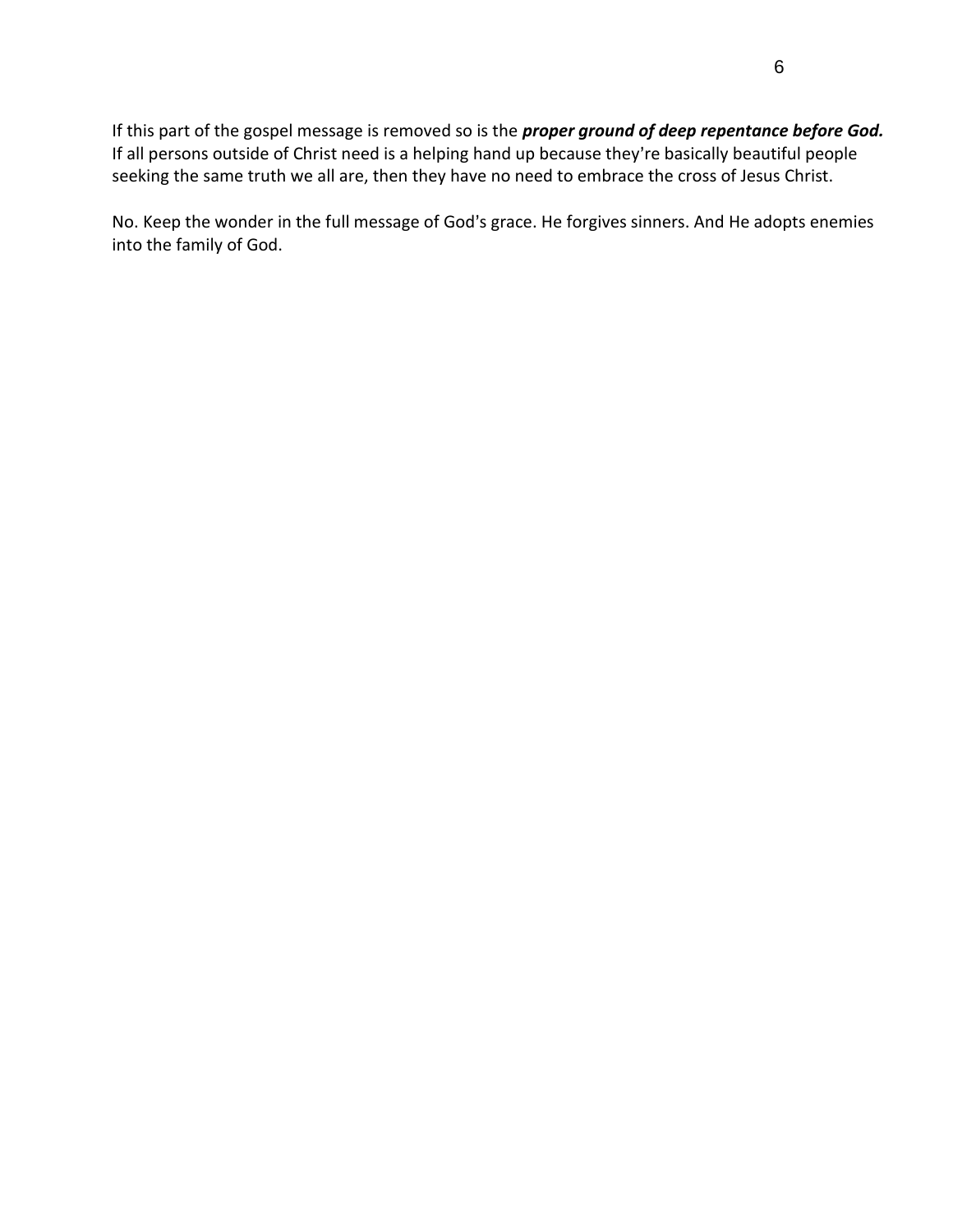If this part of the gospel message is removed so is the ***proper ground of deep repentance before God.*** If all persons outside of Christ need is a helping hand up because they're basically beautiful people seeking the same truth we all are, then they have no need to embrace the cross of Jesus Christ.

No. Keep the wonder in the full message of God's grace. He forgives sinners. And He adopts enemies into the family of God.